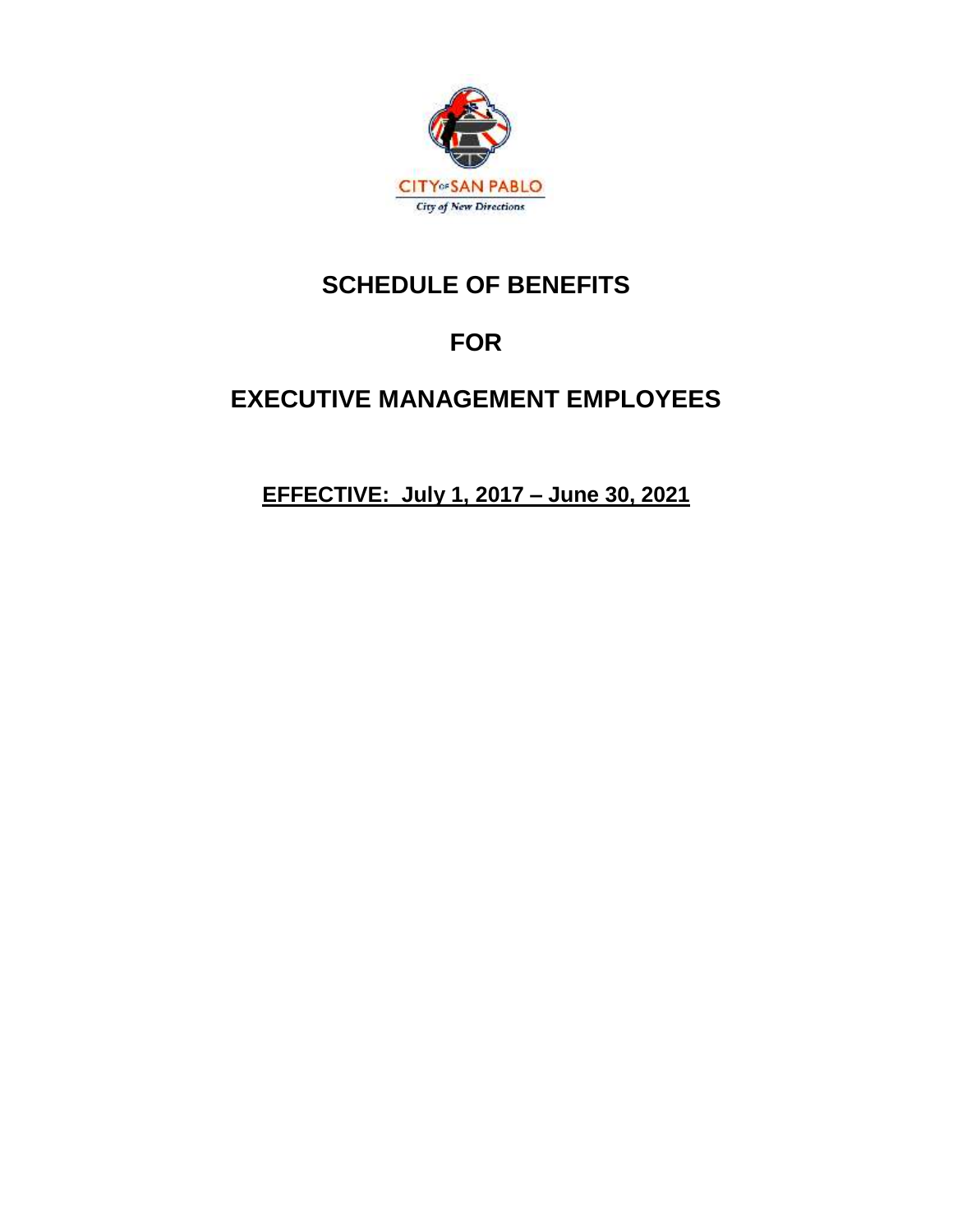CITY OF SAN PABLO

City of New Directions

# SCHEDULE OF BENEFITS

# FOR

# EXECUTIVE MANAGEMENT EMPLOYEES

**EFFECTIVE: July 1, 2017 – June 30, 2021**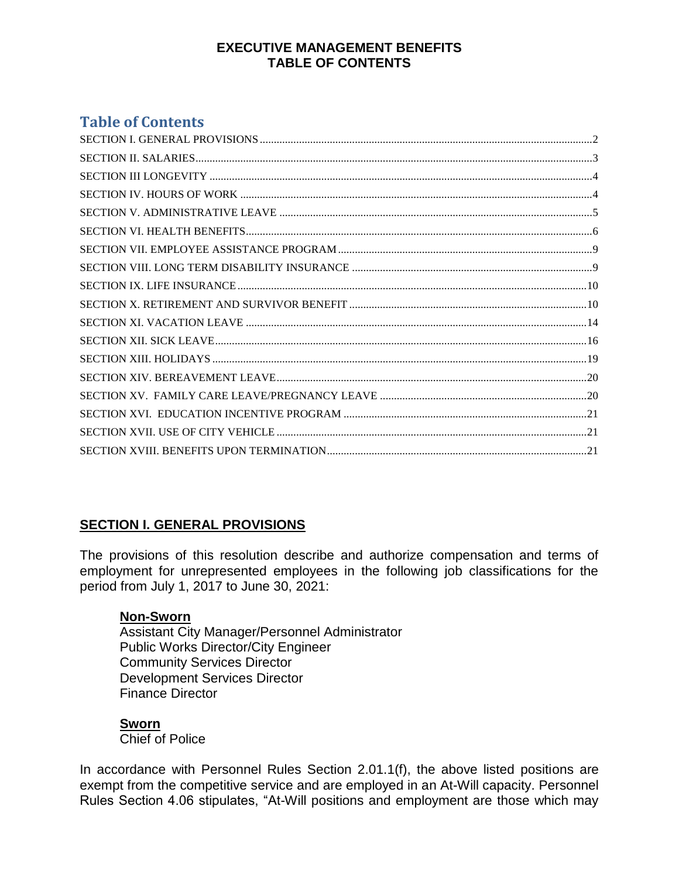# EXECUTIVE MANAGEMENT BENEFITS
# TABLE OF CONTENTS

## Table of Contents

SECTION I. GENERAL PROVISIONS ..... 2
SECTION II. SALARIES ..... 3
SECTION III LONGEVITY ..... 4
SECTION IV. HOURS OF WORK ..... 4
SECTION V. ADMINISTRATIVE LEAVE ..... 5
SECTION VI. HEALTH BENEFITS ..... 6
SECTION VII. EMPLOYEE ASSISTANCE PROGRAM ..... 9
SECTION VIII. LONG TERM DISABILITY INSURANCE ..... 9
SECTION IX. LIFE INSURANCE ..... 10
SECTION X. RETIREMENT AND SURVIVOR BENEFIT ..... 10
SECTION XI. VACATION LEAVE ..... 14
SECTION XII. SICK LEAVE ..... 16
SECTION XIII. HOLIDAYS ..... 19
SECTION XIV. BEREAVEMENT LEAVE ..... 20
SECTION XV. FAMILY CARE LEAVE/PREGNANCY LEAVE ..... 20
SECTION XVI. EDUCATION INCENTIVE PROGRAM ..... 21
SECTION XVII. USE OF CITY VEHICLE ..... 21
SECTION XVIII. BENEFITS UPON TERMINATION ..... 21

## SECTION I. GENERAL PROVISIONS

The provisions of this resolution describe and authorize compensation and terms of employment for unrepresented employees in the following job classifications for the period from July 1, 2017 to June 30, 2021:

**Non-Sworn**
Assistant City Manager/Personnel Administrator
Public Works Director/City Engineer
Community Services Director
Development Services Director
Finance Director

**Sworn**
Chief of Police

In accordance with Personnel Rules Section 2.01.1(f), the above listed positions are exempt from the competitive service and are employed in an At-Will capacity. Personnel Rules Section 4.06 stipulates, "At-Will positions and employment are those which may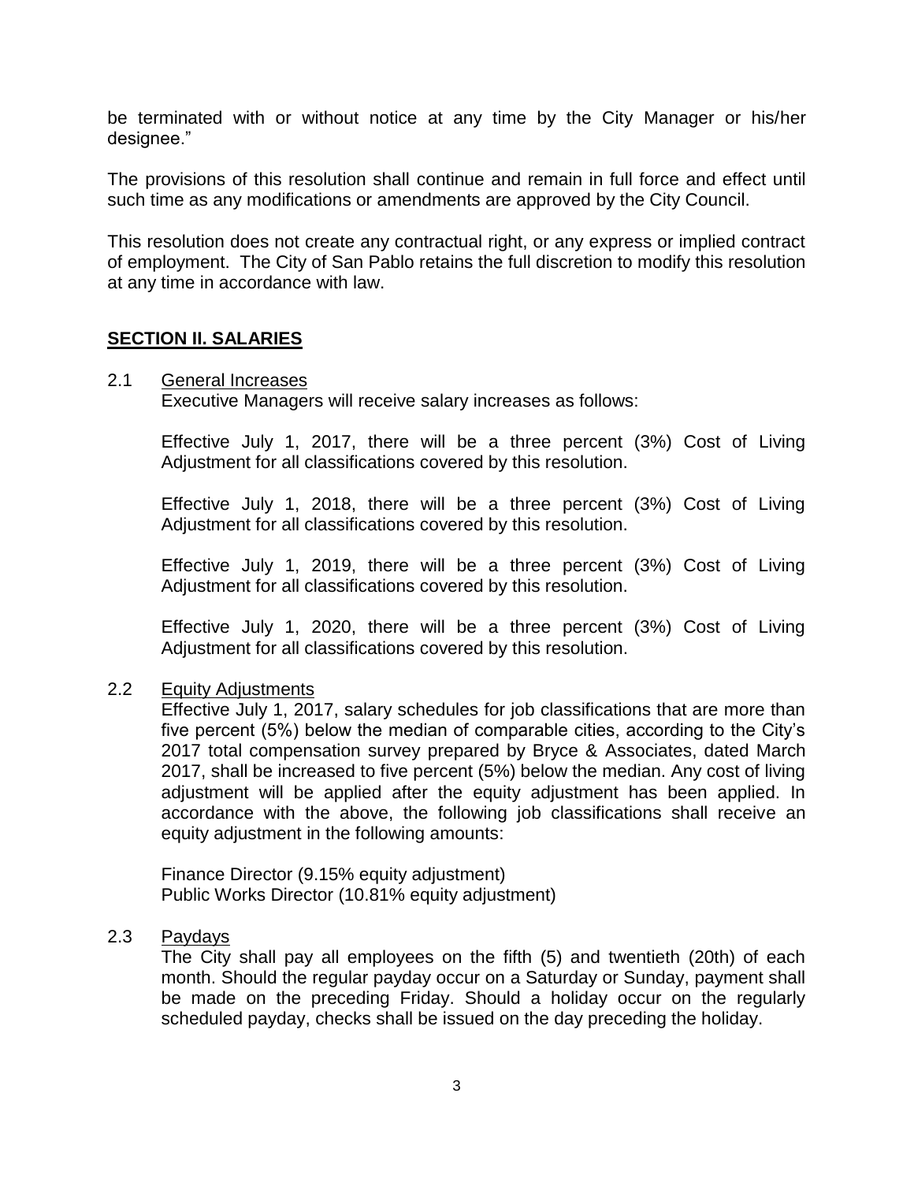be terminated with or without notice at any time by the City Manager or his/her designee."

The provisions of this resolution shall continue and remain in full force and effect until such time as any modifications or amendments are approved by the City Council.

This resolution does not create any contractual right, or any express or implied contract of employment. The City of San Pablo retains the full discretion to modify this resolution at any time in accordance with law.

## SECTION II. SALARIES

2.1 General Increases

Executive Managers will receive salary increases as follows:

Effective July 1, 2017, there will be a three percent (3%) Cost of Living Adjustment for all classifications covered by this resolution.

Effective July 1, 2018, there will be a three percent (3%) Cost of Living Adjustment for all classifications covered by this resolution.

Effective July 1, 2019, there will be a three percent (3%) Cost of Living Adjustment for all classifications covered by this resolution.

Effective July 1, 2020, there will be a three percent (3%) Cost of Living Adjustment for all classifications covered by this resolution.

2.2 Equity Adjustments

Effective July 1, 2017, salary schedules for job classifications that are more than five percent (5%) below the median of comparable cities, according to the City's 2017 total compensation survey prepared by Bryce & Associates, dated March 2017, shall be increased to five percent (5%) below the median. Any cost of living adjustment will be applied after the equity adjustment has been applied. In accordance with the above, the following job classifications shall receive an equity adjustment in the following amounts:

Finance Director (9.15% equity adjustment)
Public Works Director (10.81% equity adjustment)

2.3 Paydays

The City shall pay all employees on the fifth (5) and twentieth (20th) of each month. Should the regular payday occur on a Saturday or Sunday, payment shall be made on the preceding Friday. Should a holiday occur on the regularly scheduled payday, checks shall be issued on the day preceding the holiday.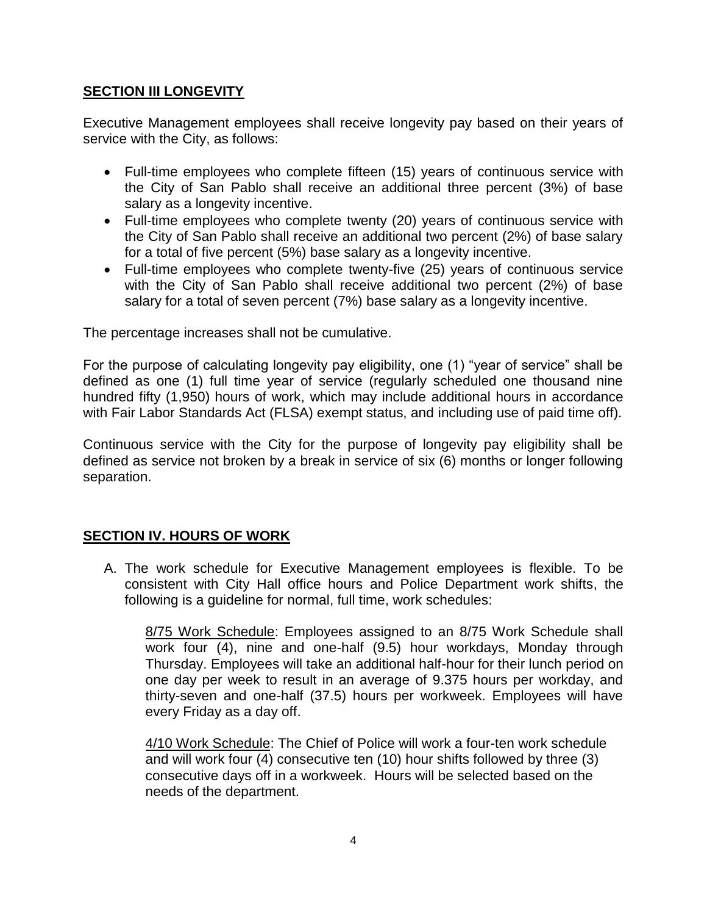## **SECTION III LONGEVITY**

Executive Management employees shall receive longevity pay based on their years of service with the City, as follows:

- Full-time employees who complete fifteen (15) years of continuous service with the City of San Pablo shall receive an additional three percent (3%) of base salary as a longevity incentive.
- Full-time employees who complete twenty (20) years of continuous service with the City of San Pablo shall receive an additional two percent (2%) of base salary for a total of five percent (5%) base salary as a longevity incentive.
- Full-time employees who complete twenty-five (25) years of continuous service with the City of San Pablo shall receive additional two percent (2%) of base salary for a total of seven percent (7%) base salary as a longevity incentive.

The percentage increases shall not be cumulative.

For the purpose of calculating longevity pay eligibility, one (1) "year of service" shall be defined as one (1) full time year of service (regularly scheduled one thousand nine hundred fifty (1,950) hours of work, which may include additional hours in accordance with Fair Labor Standards Act (FLSA) exempt status, and including use of paid time off).

Continuous service with the City for the purpose of longevity pay eligibility shall be defined as service not broken by a break in service of six (6) months or longer following separation.

## **SECTION IV. HOURS OF WORK**

A. The work schedule for Executive Management employees is flexible. To be consistent with City Hall office hours and Police Department work shifts, the following is a guideline for normal, full time, work schedules:

   8/75 Work Schedule: Employees assigned to an 8/75 Work Schedule shall work four (4), nine and one-half (9.5) hour workdays, Monday through Thursday. Employees will take an additional half-hour for their lunch period on one day per week to result in an average of 9.375 hours per workday, and thirty-seven and one-half (37.5) hours per workweek. Employees will have every Friday as a day off.

   4/10 Work Schedule: The Chief of Police will work a four-ten work schedule and will work four (4) consecutive ten (10) hour shifts followed by three (3) consecutive days off in a workweek. Hours will be selected based on the needs of the department.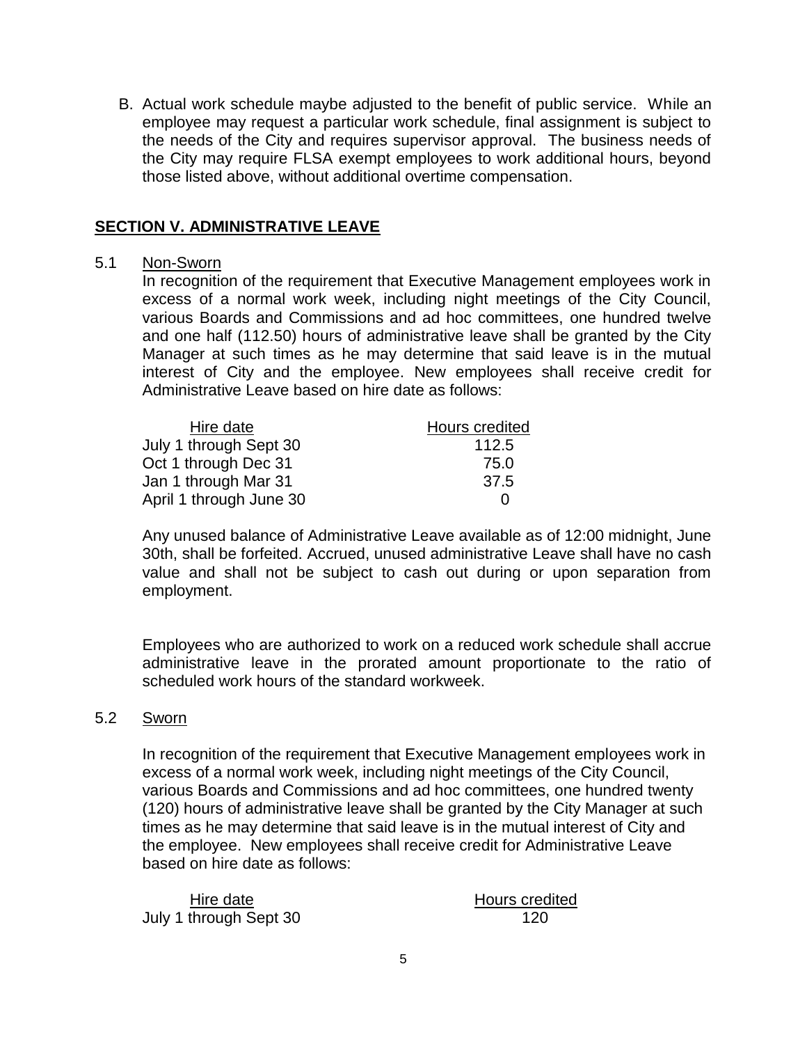B. Actual work schedule maybe adjusted to the benefit of public service. While an employee may request a particular work schedule, final assignment is subject to the needs of the City and requires supervisor approval. The business needs of the City may require FLSA exempt employees to work additional hours, beyond those listed above, without additional overtime compensation.

## SECTION V. ADMINISTRATIVE LEAVE

### 5.1 Non-Sworn

In recognition of the requirement that Executive Management employees work in excess of a normal work week, including night meetings of the City Council, various Boards and Commissions and ad hoc committees, one hundred twelve and one half (112.50) hours of administrative leave shall be granted by the City Manager at such times as he may determine that said leave is in the mutual interest of City and the employee. New employees shall receive credit for Administrative Leave based on hire date as follows:

| Hire date | Hours credited |
|---|---|
| July 1 through Sept 30 | 112.5 |
| Oct 1 through Dec 31 | 75.0 |
| Jan 1 through Mar 31 | 37.5 |
| April 1 through June 30 | 0 |

Any unused balance of Administrative Leave available as of 12:00 midnight, June 30th, shall be forfeited. Accrued, unused administrative Leave shall have no cash value and shall not be subject to cash out during or upon separation from employment.

Employees who are authorized to work on a reduced work schedule shall accrue administrative leave in the prorated amount proportionate to the ratio of scheduled work hours of the standard workweek.

### 5.2 Sworn

In recognition of the requirement that Executive Management employees work in excess of a normal work week, including night meetings of the City Council, various Boards and Commissions and ad hoc committees, one hundred twenty (120) hours of administrative leave shall be granted by the City Manager at such times as he may determine that said leave is in the mutual interest of City and the employee. New employees shall receive credit for Administrative Leave based on hire date as follows:

| Hire date | Hours credited |
|---|---|
| July 1 through Sept 30 | 120 |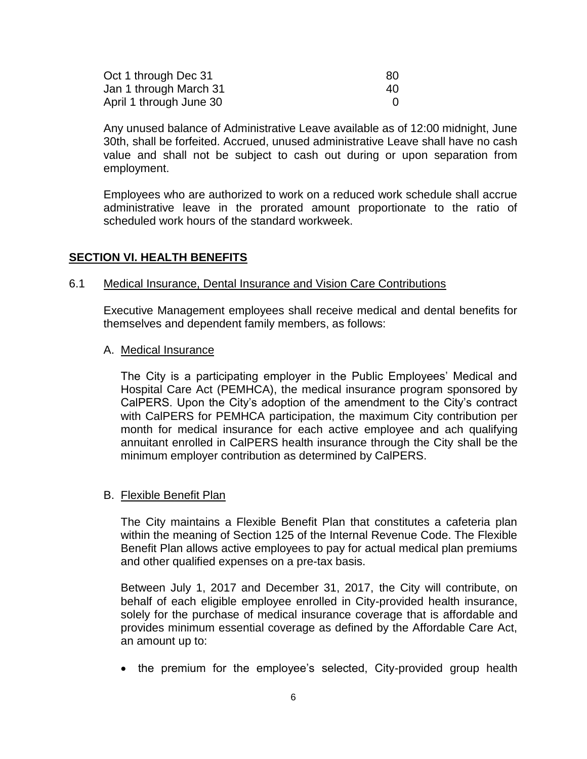| | |
|---|---|
| Oct 1 through Dec 31 | 80 |
| Jan 1 through March 31 | 40 |
| April 1 through June 30 | 0 |

Any unused balance of Administrative Leave available as of 12:00 midnight, June 30th, shall be forfeited. Accrued, unused administrative Leave shall have no cash value and shall not be subject to cash out during or upon separation from employment.

Employees who are authorized to work on a reduced work schedule shall accrue administrative leave in the prorated amount proportionate to the ratio of scheduled work hours of the standard workweek.

## SECTION VI. HEALTH BENEFITS

6.1 Medical Insurance, Dental Insurance and Vision Care Contributions

Executive Management employees shall receive medical and dental benefits for themselves and dependent family members, as follows:

A. Medical Insurance

The City is a participating employer in the Public Employees' Medical and Hospital Care Act (PEMHCA), the medical insurance program sponsored by CalPERS. Upon the City's adoption of the amendment to the City's contract with CalPERS for PEMHCA participation, the maximum City contribution per month for medical insurance for each active employee and ach qualifying annuitant enrolled in CalPERS health insurance through the City shall be the minimum employer contribution as determined by CalPERS.

B. Flexible Benefit Plan

The City maintains a Flexible Benefit Plan that constitutes a cafeteria plan within the meaning of Section 125 of the Internal Revenue Code. The Flexible Benefit Plan allows active employees to pay for actual medical plan premiums and other qualified expenses on a pre-tax basis.

Between July 1, 2017 and December 31, 2017, the City will contribute, on behalf of each eligible employee enrolled in City-provided health insurance, solely for the purchase of medical insurance coverage that is affordable and provides minimum essential coverage as defined by the Affordable Care Act, an amount up to:

- the premium for the employee's selected, City-provided group health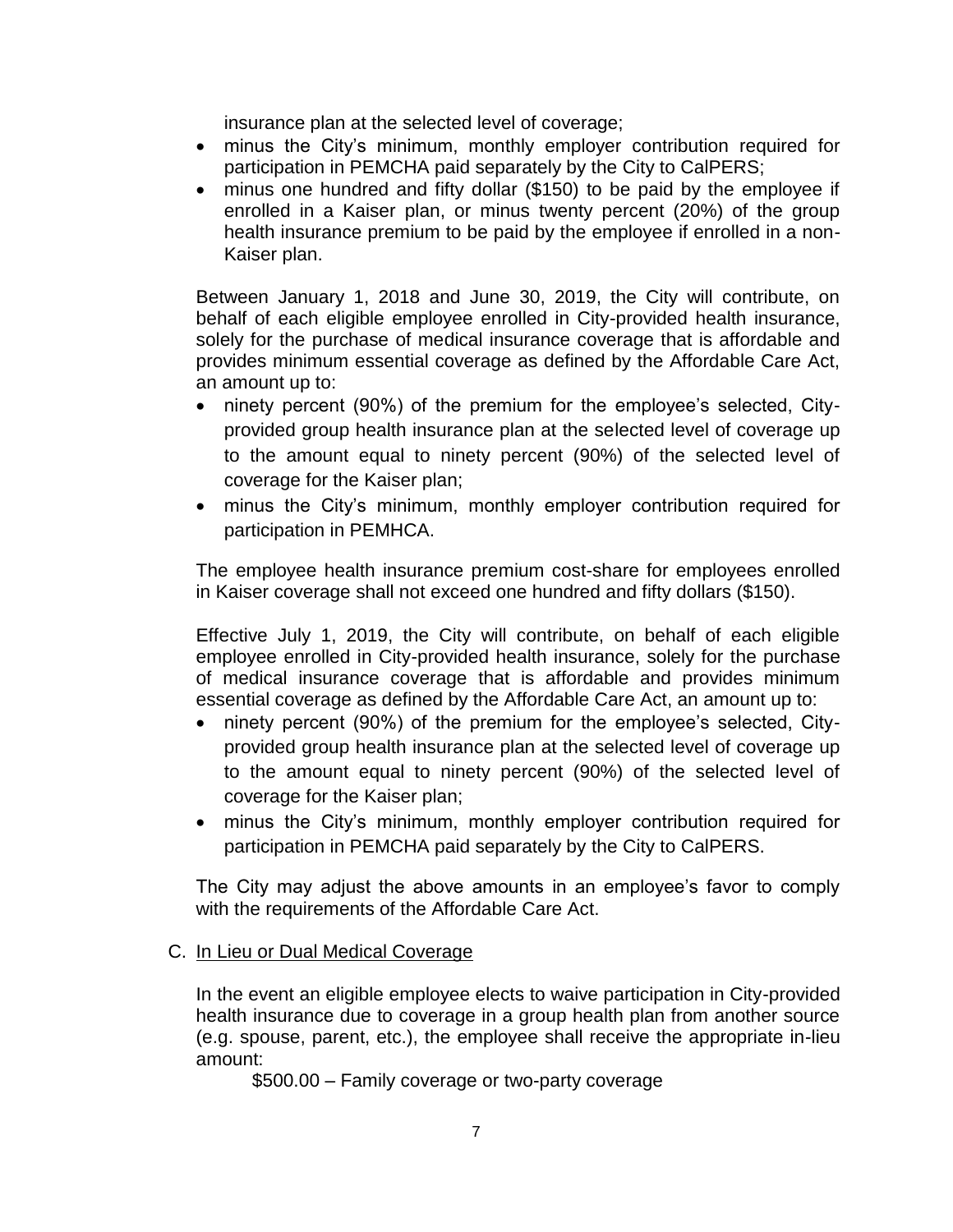insurance plan at the selected level of coverage;

- minus the City's minimum, monthly employer contribution required for participation in PEMCHA paid separately by the City to CalPERS;
- minus one hundred and fifty dollar ($150) to be paid by the employee if enrolled in a Kaiser plan, or minus twenty percent (20%) of the group health insurance premium to be paid by the employee if enrolled in a non-Kaiser plan.

Between January 1, 2018 and June 30, 2019, the City will contribute, on behalf of each eligible employee enrolled in City-provided health insurance, solely for the purchase of medical insurance coverage that is affordable and provides minimum essential coverage as defined by the Affordable Care Act, an amount up to:

- ninety percent (90%) of the premium for the employee's selected, City-provided group health insurance plan at the selected level of coverage up to the amount equal to ninety percent (90%) of the selected level of coverage for the Kaiser plan;
- minus the City's minimum, monthly employer contribution required for participation in PEMHCA.

The employee health insurance premium cost-share for employees enrolled in Kaiser coverage shall not exceed one hundred and fifty dollars ($150).

Effective July 1, 2019, the City will contribute, on behalf of each eligible employee enrolled in City-provided health insurance, solely for the purchase of medical insurance coverage that is affordable and provides minimum essential coverage as defined by the Affordable Care Act, an amount up to:

- ninety percent (90%) of the premium for the employee's selected, City-provided group health insurance plan at the selected level of coverage up to the amount equal to ninety percent (90%) of the selected level of coverage for the Kaiser plan;
- minus the City's minimum, monthly employer contribution required for participation in PEMCHA paid separately by the City to CalPERS.

The City may adjust the above amounts in an employee's favor to comply with the requirements of the Affordable Care Act.

C. <u>In Lieu or Dual Medical Coverage</u>

In the event an eligible employee elects to waive participation in City-provided health insurance due to coverage in a group health plan from another source (e.g. spouse, parent, etc.), the employee shall receive the appropriate in-lieu amount:

$500.00 – Family coverage or two-party coverage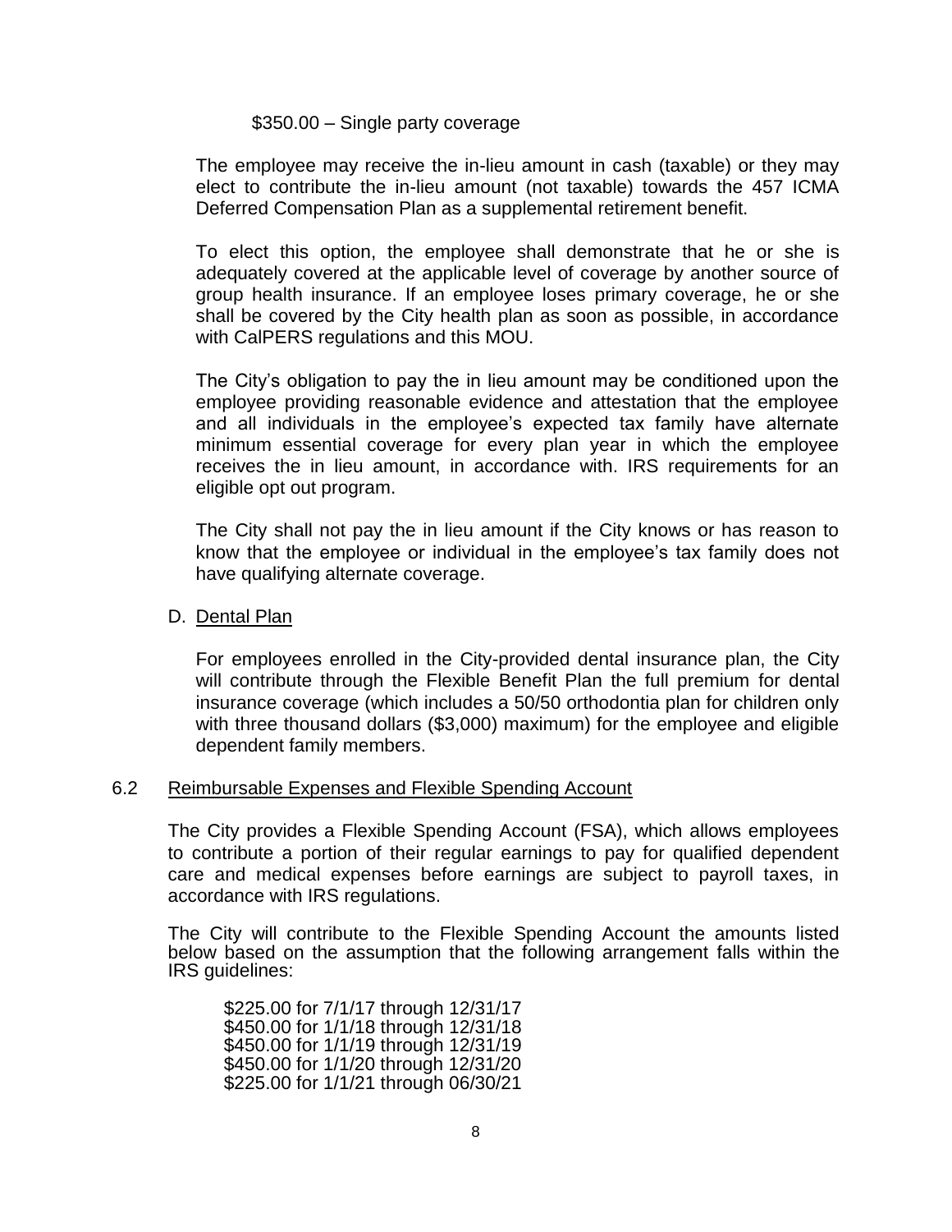$350.00 – Single party coverage

The employee may receive the in-lieu amount in cash (taxable) or they may elect to contribute the in-lieu amount (not taxable) towards the 457 ICMA Deferred Compensation Plan as a supplemental retirement benefit.

To elect this option, the employee shall demonstrate that he or she is adequately covered at the applicable level of coverage by another source of group health insurance. If an employee loses primary coverage, he or she shall be covered by the City health plan as soon as possible, in accordance with CalPERS regulations and this MOU.

The City's obligation to pay the in lieu amount may be conditioned upon the employee providing reasonable evidence and attestation that the employee and all individuals in the employee's expected tax family have alternate minimum essential coverage for every plan year in which the employee receives the in lieu amount, in accordance with. IRS requirements for an eligible opt out program.

The City shall not pay the in lieu amount if the City knows or has reason to know that the employee or individual in the employee's tax family does not have qualifying alternate coverage.

D. Dental Plan

For employees enrolled in the City-provided dental insurance plan, the City will contribute through the Flexible Benefit Plan the full premium for dental insurance coverage (which includes a 50/50 orthodontia plan for children only with three thousand dollars ($3,000) maximum) for the employee and eligible dependent family members.

## 6.2 Reimbursable Expenses and Flexible Spending Account

The City provides a Flexible Spending Account (FSA), which allows employees to contribute a portion of their regular earnings to pay for qualified dependent care and medical expenses before earnings are subject to payroll taxes, in accordance with IRS regulations.

The City will contribute to the Flexible Spending Account the amounts listed below based on the assumption that the following arrangement falls within the IRS guidelines:

$225.00 for 7/1/17 through 12/31/17
$450.00 for 1/1/18 through 12/31/18
$450.00 for 1/1/19 through 12/31/19
$450.00 for 1/1/20 through 12/31/20
$225.00 for 1/1/21 through 06/30/21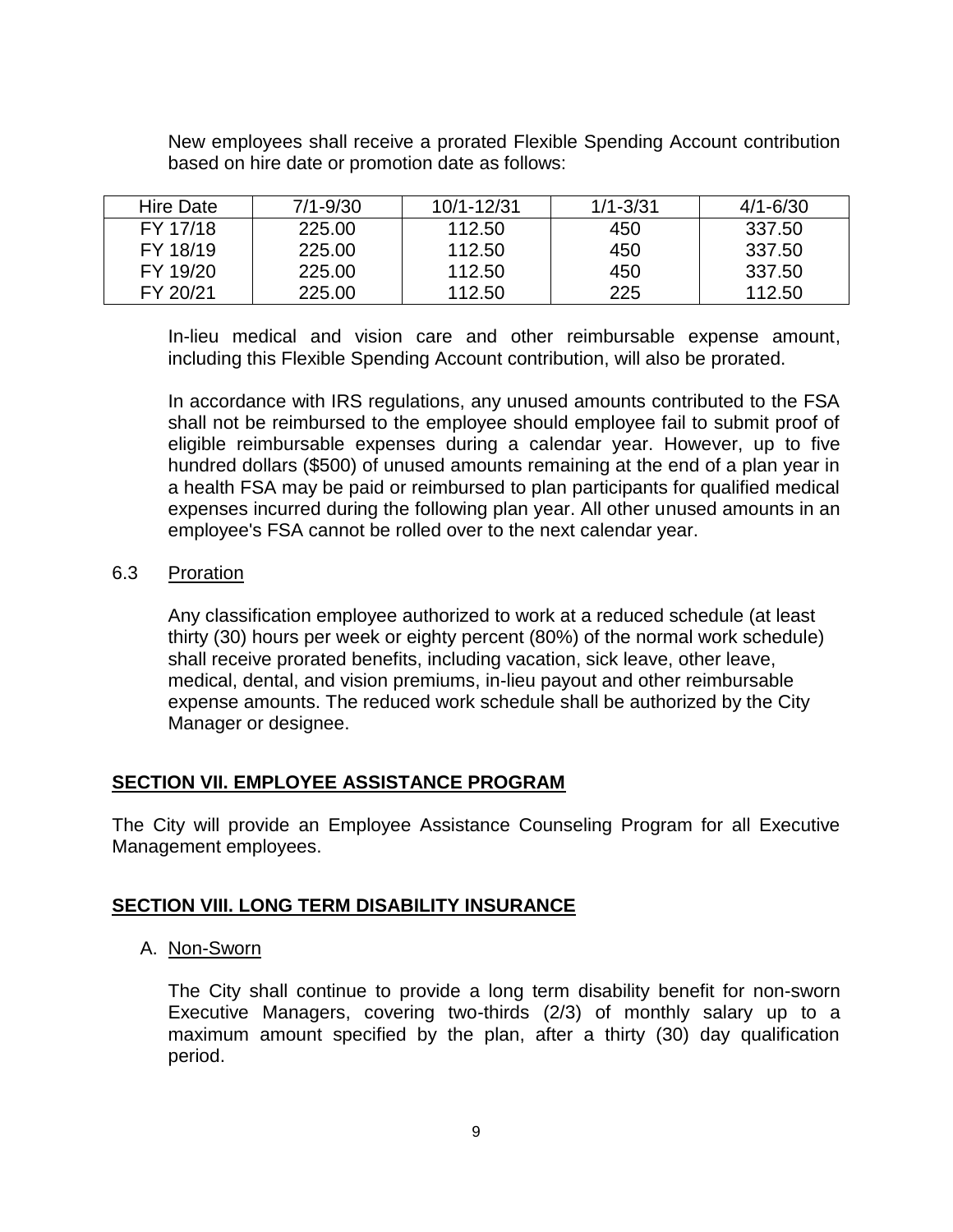New employees shall receive a prorated Flexible Spending Account contribution based on hire date or promotion date as follows:

| Hire Date | 7/1-9/30 | 10/1-12/31 | 1/1-3/31 | 4/1-6/30 |
|---|---|---|---|---|
| FY 17/18 | 225.00 | 112.50 | 450 | 337.50 |
| FY 18/19 | 225.00 | 112.50 | 450 | 337.50 |
| FY 19/20 | 225.00 | 112.50 | 450 | 337.50 |
| FY 20/21 | 225.00 | 112.50 | 225 | 112.50 |

In-lieu medical and vision care and other reimbursable expense amount, including this Flexible Spending Account contribution, will also be prorated.

In accordance with IRS regulations, any unused amounts contributed to the FSA shall not be reimbursed to the employee should employee fail to submit proof of eligible reimbursable expenses during a calendar year. However, up to five hundred dollars ($500) of unused amounts remaining at the end of a plan year in a health FSA may be paid or reimbursed to plan participants for qualified medical expenses incurred during the following plan year. All other unused amounts in an employee's FSA cannot be rolled over to the next calendar year.

6.3 Proration

Any classification employee authorized to work at a reduced schedule (at least thirty (30) hours per week or eighty percent (80%) of the normal work schedule) shall receive prorated benefits, including vacation, sick leave, other leave, medical, dental, and vision premiums, in-lieu payout and other reimbursable expense amounts. The reduced work schedule shall be authorized by the City Manager or designee.

## SECTION VII. EMPLOYEE ASSISTANCE PROGRAM

The City will provide an Employee Assistance Counseling Program for all Executive Management employees.

## SECTION VIII. LONG TERM DISABILITY INSURANCE

A. Non-Sworn

The City shall continue to provide a long term disability benefit for non-sworn Executive Managers, covering two-thirds (2/3) of monthly salary up to a maximum amount specified by the plan, after a thirty (30) day qualification period.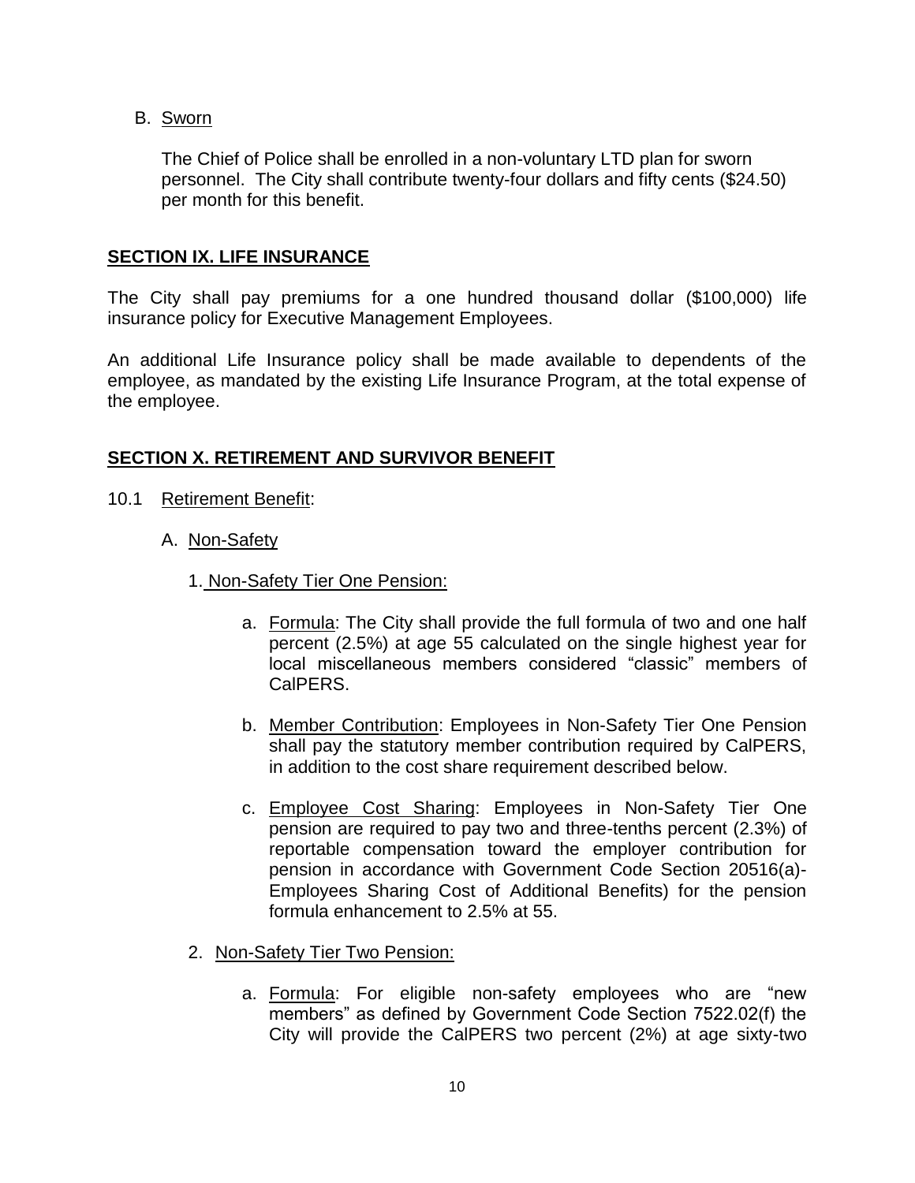B. Sworn

The Chief of Police shall be enrolled in a non-voluntary LTD plan for sworn personnel. The City shall contribute twenty-four dollars and fifty cents ($24.50) per month for this benefit.

## SECTION IX. LIFE INSURANCE

The City shall pay premiums for a one hundred thousand dollar ($100,000) life insurance policy for Executive Management Employees.

An additional Life Insurance policy shall be made available to dependents of the employee, as mandated by the existing Life Insurance Program, at the total expense of the employee.

## SECTION X. RETIREMENT AND SURVIVOR BENEFIT

10.1 Retirement Benefit:

A. Non-Safety

1. Non-Safety Tier One Pension:

a. Formula: The City shall provide the full formula of two and one half percent (2.5%) at age 55 calculated on the single highest year for local miscellaneous members considered "classic" members of CalPERS.

b. Member Contribution: Employees in Non-Safety Tier One Pension shall pay the statutory member contribution required by CalPERS, in addition to the cost share requirement described below.

c. Employee Cost Sharing: Employees in Non-Safety Tier One pension are required to pay two and three-tenths percent (2.3%) of reportable compensation toward the employer contribution for pension in accordance with Government Code Section 20516(a)-Employees Sharing Cost of Additional Benefits) for the pension formula enhancement to 2.5% at 55.

2. Non-Safety Tier Two Pension:

a. Formula: For eligible non-safety employees who are "new members" as defined by Government Code Section 7522.02(f) the City will provide the CalPERS two percent (2%) at age sixty-two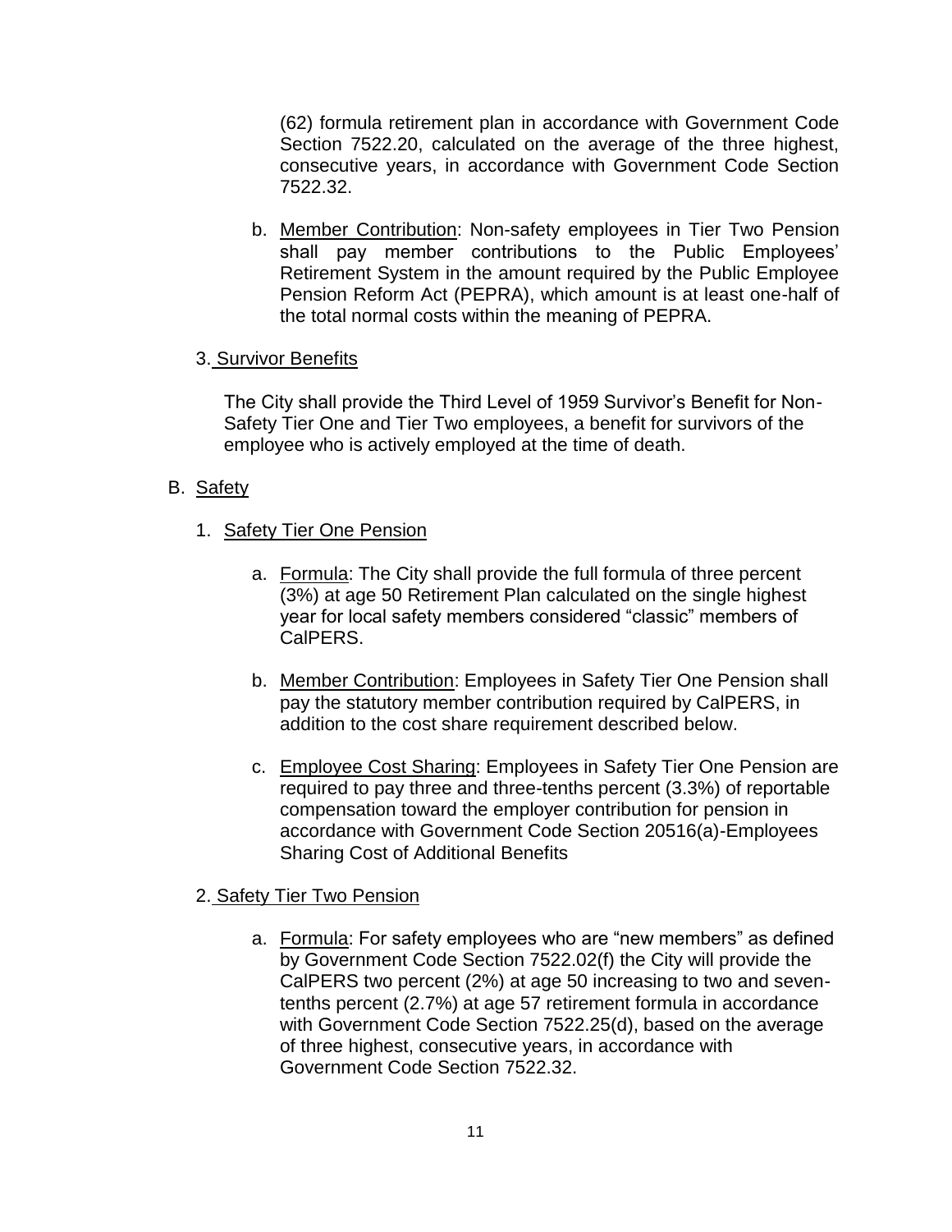(62) formula retirement plan in accordance with Government Code Section 7522.20, calculated on the average of the three highest, consecutive years, in accordance with Government Code Section 7522.32.

b. Member Contribution: Non-safety employees in Tier Two Pension shall pay member contributions to the Public Employees' Retirement System in the amount required by the Public Employee Pension Reform Act (PEPRA), which amount is at least one-half of the total normal costs within the meaning of PEPRA.

3. Survivor Benefits

The City shall provide the Third Level of 1959 Survivor's Benefit for Non-Safety Tier One and Tier Two employees, a benefit for survivors of the employee who is actively employed at the time of death.

B. Safety

1. Safety Tier One Pension

a. Formula: The City shall provide the full formula of three percent (3%) at age 50 Retirement Plan calculated on the single highest year for local safety members considered "classic" members of CalPERS.

b. Member Contribution: Employees in Safety Tier One Pension shall pay the statutory member contribution required by CalPERS, in addition to the cost share requirement described below.

c. Employee Cost Sharing: Employees in Safety Tier One Pension are required to pay three and three-tenths percent (3.3%) of reportable compensation toward the employer contribution for pension in accordance with Government Code Section 20516(a)-Employees Sharing Cost of Additional Benefits

2. Safety Tier Two Pension

a. Formula: For safety employees who are "new members" as defined by Government Code Section 7522.02(f) the City will provide the CalPERS two percent (2%) at age 50 increasing to two and seven-tenths percent (2.7%) at age 57 retirement formula in accordance with Government Code Section 7522.25(d), based on the average of three highest, consecutive years, in accordance with Government Code Section 7522.32.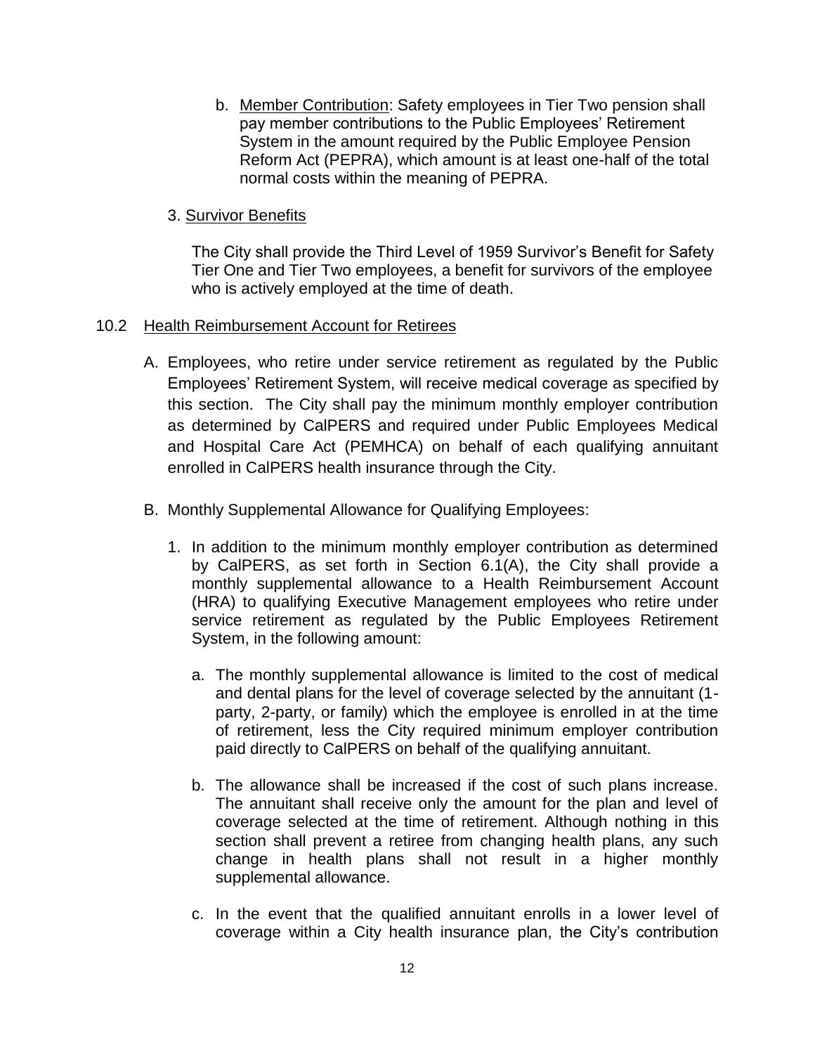b. <u>Member Contribution</u>: Safety employees in Tier Two pension shall pay member contributions to the Public Employees' Retirement System in the amount required by the Public Employee Pension Reform Act (PEPRA), which amount is at least one-half of the total normal costs within the meaning of PEPRA.

3. <u>Survivor Benefits</u>

The City shall provide the Third Level of 1959 Survivor's Benefit for Safety Tier One and Tier Two employees, a benefit for survivors of the employee who is actively employed at the time of death.

10.2 <u>Health Reimbursement Account for Retirees</u>

A. Employees, who retire under service retirement as regulated by the Public Employees' Retirement System, will receive medical coverage as specified by this section. The City shall pay the minimum monthly employer contribution as determined by CalPERS and required under Public Employees Medical and Hospital Care Act (PEMHCA) on behalf of each qualifying annuitant enrolled in CalPERS health insurance through the City.

B. Monthly Supplemental Allowance for Qualifying Employees:

1. In addition to the minimum monthly employer contribution as determined by CalPERS, as set forth in Section 6.1(A), the City shall provide a monthly supplemental allowance to a Health Reimbursement Account (HRA) to qualifying Executive Management employees who retire under service retirement as regulated by the Public Employees Retirement System, in the following amount:

   a. The monthly supplemental allowance is limited to the cost of medical and dental plans for the level of coverage selected by the annuitant (1-party, 2-party, or family) which the employee is enrolled in at the time of retirement, less the City required minimum employer contribution paid directly to CalPERS on behalf of the qualifying annuitant.

   b. The allowance shall be increased if the cost of such plans increase. The annuitant shall receive only the amount for the plan and level of coverage selected at the time of retirement. Although nothing in this section shall prevent a retiree from changing health plans, any such change in health plans shall not result in a higher monthly supplemental allowance.

   c. In the event that the qualified annuitant enrolls in a lower level of coverage within a City health insurance plan, the City's contribution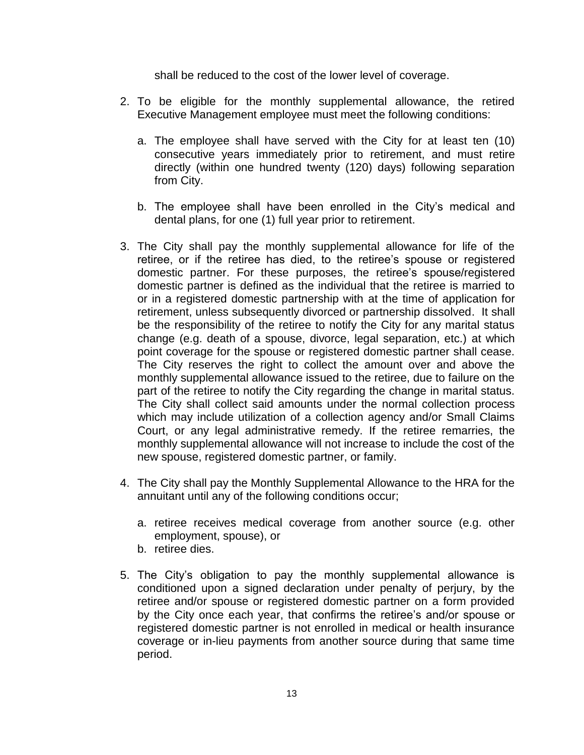shall be reduced to the cost of the lower level of coverage.

2. To be eligible for the monthly supplemental allowance, the retired Executive Management employee must meet the following conditions:

   a. The employee shall have served with the City for at least ten (10) consecutive years immediately prior to retirement, and must retire directly (within one hundred twenty (120) days) following separation from City.

   b. The employee shall have been enrolled in the City's medical and dental plans, for one (1) full year prior to retirement.

3. The City shall pay the monthly supplemental allowance for life of the retiree, or if the retiree has died, to the retiree's spouse or registered domestic partner. For these purposes, the retiree's spouse/registered domestic partner is defined as the individual that the retiree is married to or in a registered domestic partnership with at the time of application for retirement, unless subsequently divorced or partnership dissolved. It shall be the responsibility of the retiree to notify the City for any marital status change (e.g. death of a spouse, divorce, legal separation, etc.) at which point coverage for the spouse or registered domestic partner shall cease. The City reserves the right to collect the amount over and above the monthly supplemental allowance issued to the retiree, due to failure on the part of the retiree to notify the City regarding the change in marital status. The City shall collect said amounts under the normal collection process which may include utilization of a collection agency and/or Small Claims Court, or any legal administrative remedy. If the retiree remarries, the monthly supplemental allowance will not increase to include the cost of the new spouse, registered domestic partner, or family.

4. The City shall pay the Monthly Supplemental Allowance to the HRA for the annuitant until any of the following conditions occur;

   a. retiree receives medical coverage from another source (e.g. other employment, spouse), or
   b. retiree dies.

5. The City's obligation to pay the monthly supplemental allowance is conditioned upon a signed declaration under penalty of perjury, by the retiree and/or spouse or registered domestic partner on a form provided by the City once each year, that confirms the retiree's and/or spouse or registered domestic partner is not enrolled in medical or health insurance coverage or in-lieu payments from another source during that same time period.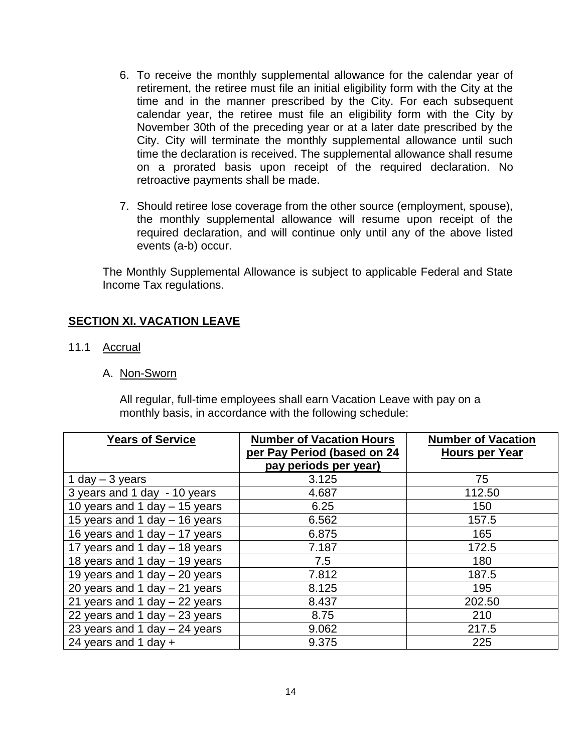6. To receive the monthly supplemental allowance for the calendar year of retirement, the retiree must file an initial eligibility form with the City at the time and in the manner prescribed by the City. For each subsequent calendar year, the retiree must file an eligibility form with the City by November 30th of the preceding year or at a later date prescribed by the City. City will terminate the monthly supplemental allowance until such time the declaration is received. The supplemental allowance shall resume on a prorated basis upon receipt of the required declaration. No retroactive payments shall be made.

7. Should retiree lose coverage from the other source (employment, spouse), the monthly supplemental allowance will resume upon receipt of the required declaration, and will continue only until any of the above listed events (a-b) occur.

The Monthly Supplemental Allowance is subject to applicable Federal and State Income Tax regulations.

## SECTION XI. VACATION LEAVE

11.1 Accrual

A. Non-Sworn

All regular, full-time employees shall earn Vacation Leave with pay on a monthly basis, in accordance with the following schedule:

| Years of Service | Number of Vacation Hours per Pay Period (based on 24 pay periods per year) | Number of Vacation Hours per Year |
|---|---|---|
| 1 day – 3 years | 3.125 | 75 |
| 3 years and 1 day - 10 years | 4.687 | 112.50 |
| 10 years and 1 day – 15 years | 6.25 | 150 |
| 15 years and 1 day – 16 years | 6.562 | 157.5 |
| 16 years and 1 day – 17 years | 6.875 | 165 |
| 17 years and 1 day – 18 years | 7.187 | 172.5 |
| 18 years and 1 day – 19 years | 7.5 | 180 |
| 19 years and 1 day – 20 years | 7.812 | 187.5 |
| 20 years and 1 day – 21 years | 8.125 | 195 |
| 21 years and 1 day – 22 years | 8.437 | 202.50 |
| 22 years and 1 day – 23 years | 8.75 | 210 |
| 23 years and 1 day – 24 years | 9.062 | 217.5 |
| 24 years and 1 day + | 9.375 | 225 |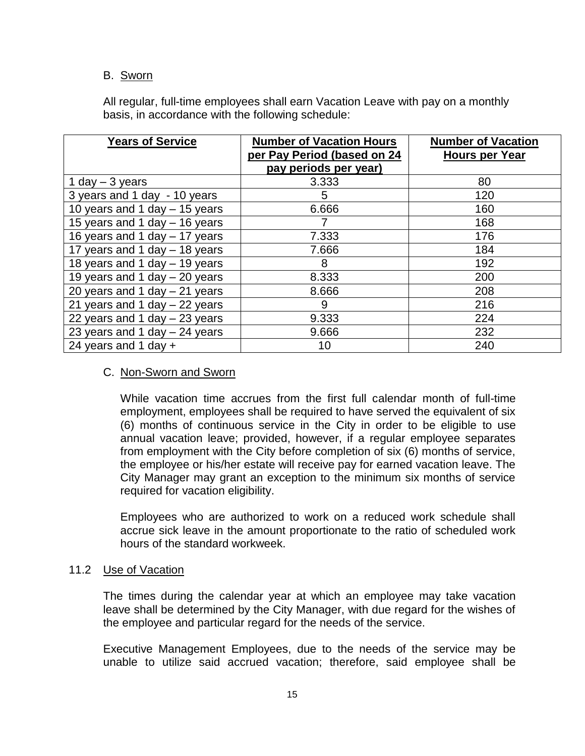B. Sworn

All regular, full-time employees shall earn Vacation Leave with pay on a monthly basis, in accordance with the following schedule:

| Years of Service | Number of Vacation Hours per Pay Period (based on 24 pay periods per year) | Number of Vacation Hours per Year |
|---|---|---|
| 1 day – 3 years | 3.333 | 80 |
| 3 years and 1 day - 10 years | 5 | 120 |
| 10 years and 1 day – 15 years | 6.666 | 160 |
| 15 years and 1 day – 16 years | 7 | 168 |
| 16 years and 1 day – 17 years | 7.333 | 176 |
| 17 years and 1 day – 18 years | 7.666 | 184 |
| 18 years and 1 day – 19 years | 8 | 192 |
| 19 years and 1 day – 20 years | 8.333 | 200 |
| 20 years and 1 day – 21 years | 8.666 | 208 |
| 21 years and 1 day – 22 years | 9 | 216 |
| 22 years and 1 day – 23 years | 9.333 | 224 |
| 23 years and 1 day – 24 years | 9.666 | 232 |
| 24 years and 1 day + | 10 | 240 |

C. Non-Sworn and Sworn

While vacation time accrues from the first full calendar month of full-time employment, employees shall be required to have served the equivalent of six (6) months of continuous service in the City in order to be eligible to use annual vacation leave; provided, however, if a regular employee separates from employment with the City before completion of six (6) months of service, the employee or his/her estate will receive pay for earned vacation leave. The City Manager may grant an exception to the minimum six months of service required for vacation eligibility.

Employees who are authorized to work on a reduced work schedule shall accrue sick leave in the amount proportionate to the ratio of scheduled work hours of the standard workweek.

11.2 Use of Vacation

The times during the calendar year at which an employee may take vacation leave shall be determined by the City Manager, with due regard for the wishes of the employee and particular regard for the needs of the service.

Executive Management Employees, due to the needs of the service may be unable to utilize said accrued vacation; therefore, said employee shall be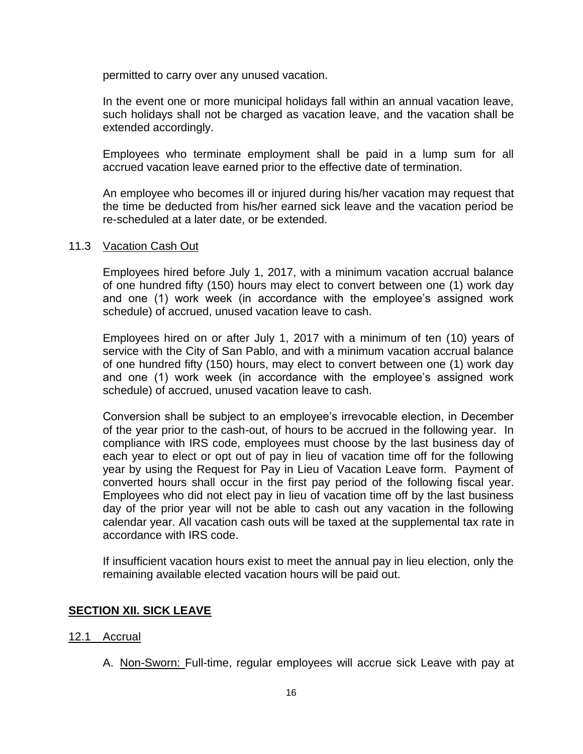permitted to carry over any unused vacation.

In the event one or more municipal holidays fall within an annual vacation leave, such holidays shall not be charged as vacation leave, and the vacation shall be extended accordingly.

Employees who terminate employment shall be paid in a lump sum for all accrued vacation leave earned prior to the effective date of termination.

An employee who becomes ill or injured during his/her vacation may request that the time be deducted from his/her earned sick leave and the vacation period be re-scheduled at a later date, or be extended.

11.3 Vacation Cash Out

Employees hired before July 1, 2017, with a minimum vacation accrual balance of one hundred fifty (150) hours may elect to convert between one (1) work day and one (1) work week (in accordance with the employee's assigned work schedule) of accrued, unused vacation leave to cash.

Employees hired on or after July 1, 2017 with a minimum of ten (10) years of service with the City of San Pablo, and with a minimum vacation accrual balance of one hundred fifty (150) hours, may elect to convert between one (1) work day and one (1) work week (in accordance with the employee's assigned work schedule) of accrued, unused vacation leave to cash.

Conversion shall be subject to an employee's irrevocable election, in December of the year prior to the cash-out, of hours to be accrued in the following year. In compliance with IRS code, employees must choose by the last business day of each year to elect or opt out of pay in lieu of vacation time off for the following year by using the Request for Pay in Lieu of Vacation Leave form. Payment of converted hours shall occur in the first pay period of the following fiscal year. Employees who did not elect pay in lieu of vacation time off by the last business day of the prior year will not be able to cash out any vacation in the following calendar year. All vacation cash outs will be taxed at the supplemental tax rate in accordance with IRS code.

If insufficient vacation hours exist to meet the annual pay in lieu election, only the remaining available elected vacation hours will be paid out.

## SECTION XII. SICK LEAVE

12.1 Accrual

A. Non-Sworn: Full-time, regular employees will accrue sick Leave with pay at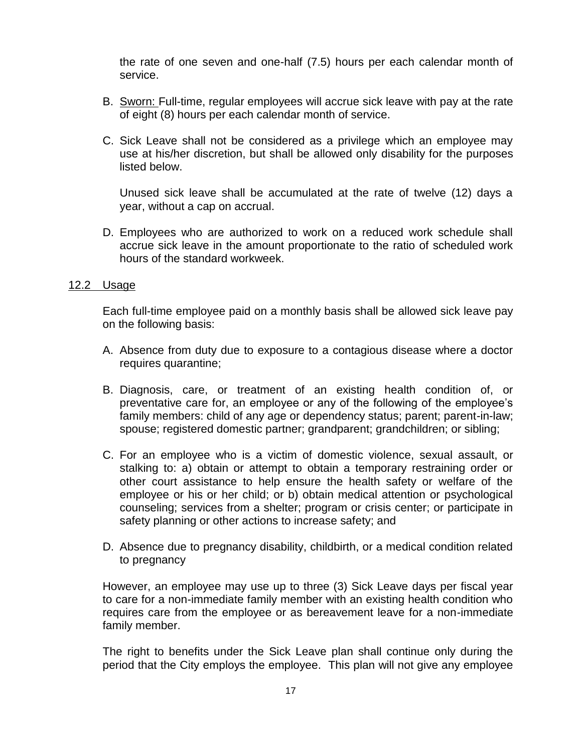the rate of one seven and one-half (7.5) hours per each calendar month of service.

B. Sworn: Full-time, regular employees will accrue sick leave with pay at the rate of eight (8) hours per each calendar month of service.

C. Sick Leave shall not be considered as a privilege which an employee may use at his/her discretion, but shall be allowed only disability for the purposes listed below.

   Unused sick leave shall be accumulated at the rate of twelve (12) days a year, without a cap on accrual.

D. Employees who are authorized to work on a reduced work schedule shall accrue sick leave in the amount proportionate to the ratio of scheduled work hours of the standard workweek.

12.2 Usage

Each full-time employee paid on a monthly basis shall be allowed sick leave pay on the following basis:

A. Absence from duty due to exposure to a contagious disease where a doctor requires quarantine;

B. Diagnosis, care, or treatment of an existing health condition of, or preventative care for, an employee or any of the following of the employee's family members: child of any age or dependency status; parent; parent-in-law; spouse; registered domestic partner; grandparent; grandchildren; or sibling;

C. For an employee who is a victim of domestic violence, sexual assault, or stalking to: a) obtain or attempt to obtain a temporary restraining order or other court assistance to help ensure the health safety or welfare of the employee or his or her child; or b) obtain medical attention or psychological counseling; services from a shelter; program or crisis center; or participate in safety planning or other actions to increase safety; and

D. Absence due to pregnancy disability, childbirth, or a medical condition related to pregnancy

However, an employee may use up to three (3) Sick Leave days per fiscal year to care for a non-immediate family member with an existing health condition who requires care from the employee or as bereavement leave for a non-immediate family member.

The right to benefits under the Sick Leave plan shall continue only during the period that the City employs the employee. This plan will not give any employee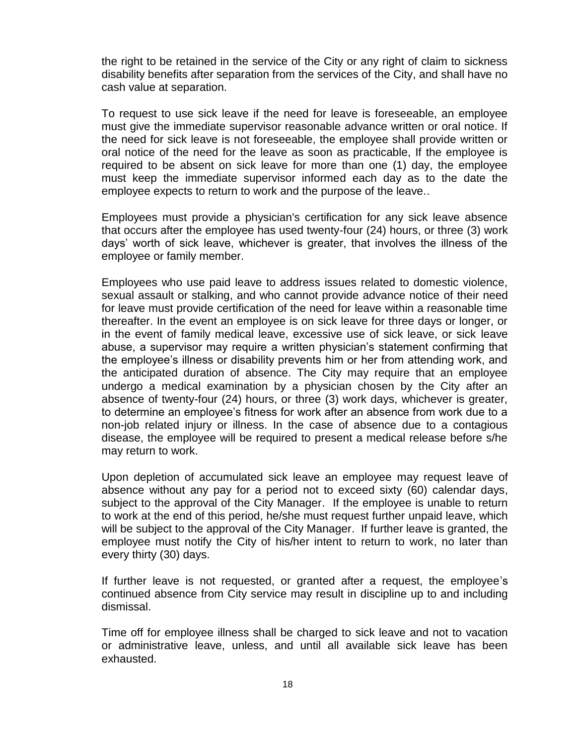the right to be retained in the service of the City or any right of claim to sickness disability benefits after separation from the services of the City, and shall have no cash value at separation.

To request to use sick leave if the need for leave is foreseeable, an employee must give the immediate supervisor reasonable advance written or oral notice. If the need for sick leave is not foreseeable, the employee shall provide written or oral notice of the need for the leave as soon as practicable, If the employee is required to be absent on sick leave for more than one (1) day, the employee must keep the immediate supervisor informed each day as to the date the employee expects to return to work and the purpose of the leave..

Employees must provide a physician's certification for any sick leave absence that occurs after the employee has used twenty-four (24) hours, or three (3) work days' worth of sick leave, whichever is greater, that involves the illness of the employee or family member.

Employees who use paid leave to address issues related to domestic violence, sexual assault or stalking, and who cannot provide advance notice of their need for leave must provide certification of the need for leave within a reasonable time thereafter. In the event an employee is on sick leave for three days or longer, or in the event of family medical leave, excessive use of sick leave, or sick leave abuse, a supervisor may require a written physician's statement confirming that the employee's illness or disability prevents him or her from attending work, and the anticipated duration of absence. The City may require that an employee undergo a medical examination by a physician chosen by the City after an absence of twenty-four (24) hours, or three (3) work days, whichever is greater, to determine an employee's fitness for work after an absence from work due to a non-job related injury or illness. In the case of absence due to a contagious disease, the employee will be required to present a medical release before s/he may return to work.

Upon depletion of accumulated sick leave an employee may request leave of absence without any pay for a period not to exceed sixty (60) calendar days, subject to the approval of the City Manager. If the employee is unable to return to work at the end of this period, he/she must request further unpaid leave, which will be subject to the approval of the City Manager. If further leave is granted, the employee must notify the City of his/her intent to return to work, no later than every thirty (30) days.

If further leave is not requested, or granted after a request, the employee's continued absence from City service may result in discipline up to and including dismissal.

Time off for employee illness shall be charged to sick leave and not to vacation or administrative leave, unless, and until all available sick leave has been exhausted.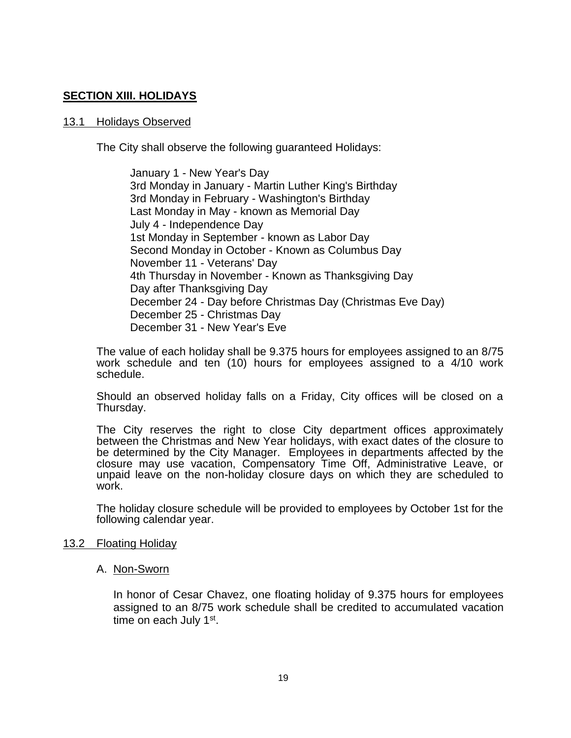## SECTION XIII. HOLIDAYS

### 13.1 Holidays Observed

The City shall observe the following guaranteed Holidays:

January 1 - New Year's Day
3rd Monday in January - Martin Luther King's Birthday
3rd Monday in February - Washington's Birthday
Last Monday in May - known as Memorial Day
July 4 - Independence Day
1st Monday in September - known as Labor Day
Second Monday in October - Known as Columbus Day
November 11 - Veterans' Day
4th Thursday in November - Known as Thanksgiving Day
Day after Thanksgiving Day
December 24 - Day before Christmas Day (Christmas Eve Day)
December 25 - Christmas Day
December 31 - New Year's Eve

The value of each holiday shall be 9.375 hours for employees assigned to an 8/75 work schedule and ten (10) hours for employees assigned to a 4/10 work schedule.

Should an observed holiday falls on a Friday, City offices will be closed on a Thursday.

The City reserves the right to close City department offices approximately between the Christmas and New Year holidays, with exact dates of the closure to be determined by the City Manager. Employees in departments affected by the closure may use vacation, Compensatory Time Off, Administrative Leave, or unpaid leave on the non-holiday closure days on which they are scheduled to work.

The holiday closure schedule will be provided to employees by October 1st for the following calendar year.

### 13.2 Floating Holiday

A. Non-Sworn

In honor of Cesar Chavez, one floating holiday of 9.375 hours for employees assigned to an 8/75 work schedule shall be credited to accumulated vacation time on each July 1st.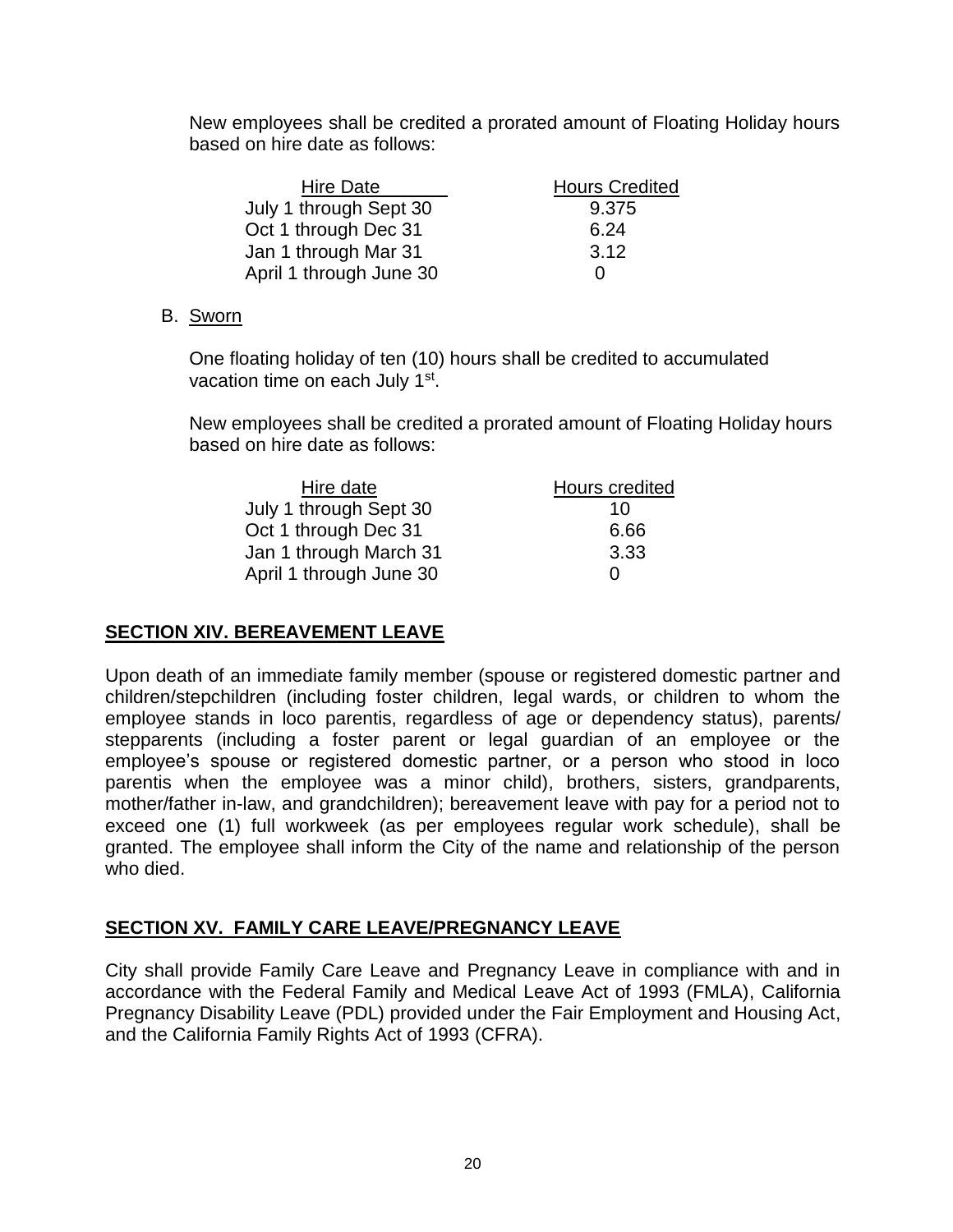New employees shall be credited a prorated amount of Floating Holiday hours based on hire date as follows:

| Hire Date | Hours Credited |
| --- | --- |
| July 1 through Sept 30 | 9.375 |
| Oct 1 through Dec 31 | 6.24 |
| Jan 1 through Mar 31 | 3.12 |
| April 1 through June 30 | 0 |

B. Sworn

One floating holiday of ten (10) hours shall be credited to accumulated vacation time on each July 1st.

New employees shall be credited a prorated amount of Floating Holiday hours based on hire date as follows:

| Hire date | Hours credited |
| --- | --- |
| July 1 through Sept 30 | 10 |
| Oct 1 through Dec 31 | 6.66 |
| Jan 1 through March 31 | 3.33 |
| April 1 through June 30 | 0 |

## SECTION XIV. BEREAVEMENT LEAVE

Upon death of an immediate family member (spouse or registered domestic partner and children/stepchildren (including foster children, legal wards, or children to whom the employee stands in loco parentis, regardless of age or dependency status), parents/ stepparents (including a foster parent or legal guardian of an employee or the employee's spouse or registered domestic partner, or a person who stood in loco parentis when the employee was a minor child), brothers, sisters, grandparents, mother/father in-law, and grandchildren); bereavement leave with pay for a period not to exceed one (1) full workweek (as per employees regular work schedule), shall be granted. The employee shall inform the City of the name and relationship of the person who died.

## SECTION XV. FAMILY CARE LEAVE/PREGNANCY LEAVE

City shall provide Family Care Leave and Pregnancy Leave in compliance with and in accordance with the Federal Family and Medical Leave Act of 1993 (FMLA), California Pregnancy Disability Leave (PDL) provided under the Fair Employment and Housing Act, and the California Family Rights Act of 1993 (CFRA).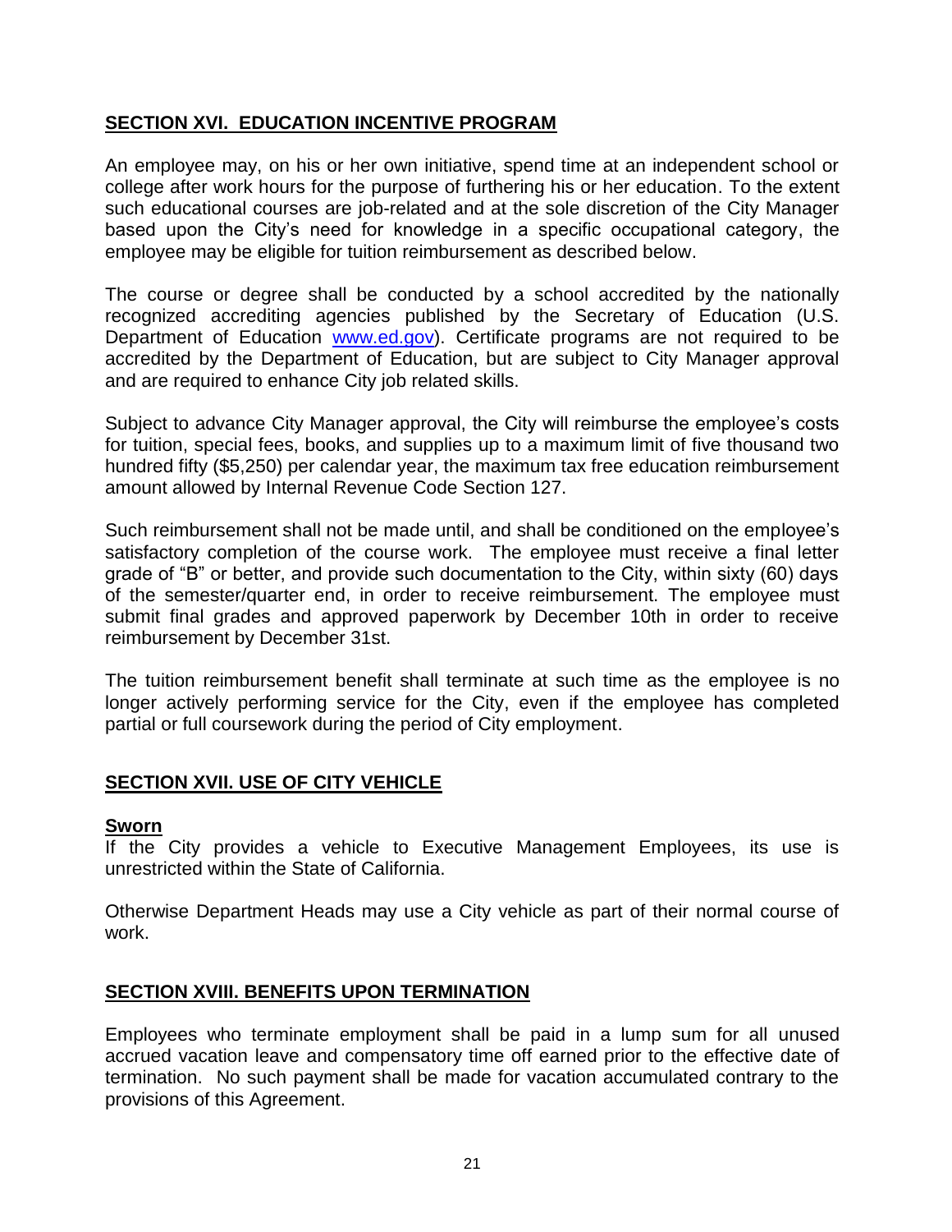## SECTION XVI. EDUCATION INCENTIVE PROGRAM

An employee may, on his or her own initiative, spend time at an independent school or college after work hours for the purpose of furthering his or her education. To the extent such educational courses are job-related and at the sole discretion of the City Manager based upon the City's need for knowledge in a specific occupational category, the employee may be eligible for tuition reimbursement as described below.

The course or degree shall be conducted by a school accredited by the nationally recognized accrediting agencies published by the Secretary of Education (U.S. Department of Education www.ed.gov). Certificate programs are not required to be accredited by the Department of Education, but are subject to City Manager approval and are required to enhance City job related skills.

Subject to advance City Manager approval, the City will reimburse the employee's costs for tuition, special fees, books, and supplies up to a maximum limit of five thousand two hundred fifty ($5,250) per calendar year, the maximum tax free education reimbursement amount allowed by Internal Revenue Code Section 127.

Such reimbursement shall not be made until, and shall be conditioned on the employee's satisfactory completion of the course work. The employee must receive a final letter grade of "B" or better, and provide such documentation to the City, within sixty (60) days of the semester/quarter end, in order to receive reimbursement. The employee must submit final grades and approved paperwork by December 10th in order to receive reimbursement by December 31st.

The tuition reimbursement benefit shall terminate at such time as the employee is no longer actively performing service for the City, even if the employee has completed partial or full coursework during the period of City employment.

## SECTION XVII. USE OF CITY VEHICLE

**Sworn**

If the City provides a vehicle to Executive Management Employees, its use is unrestricted within the State of California.

Otherwise Department Heads may use a City vehicle as part of their normal course of work.

## SECTION XVIII. BENEFITS UPON TERMINATION

Employees who terminate employment shall be paid in a lump sum for all unused accrued vacation leave and compensatory time off earned prior to the effective date of termination. No such payment shall be made for vacation accumulated contrary to the provisions of this Agreement.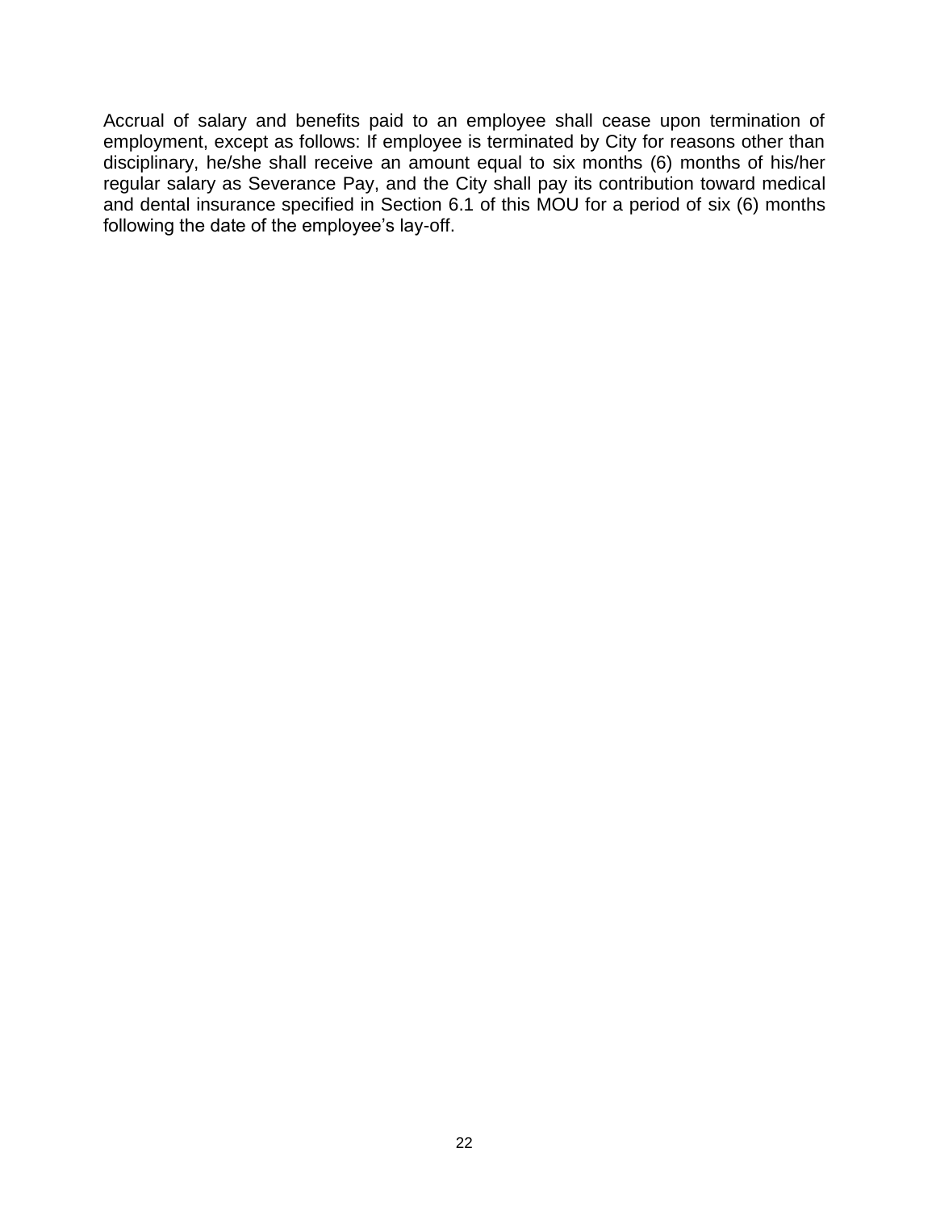Accrual of salary and benefits paid to an employee shall cease upon termination of employment, except as follows: If employee is terminated by City for reasons other than disciplinary, he/she shall receive an amount equal to six months (6) months of his/her regular salary as Severance Pay, and the City shall pay its contribution toward medical and dental insurance specified in Section 6.1 of this MOU for a period of six (6) months following the date of the employee's lay-off.